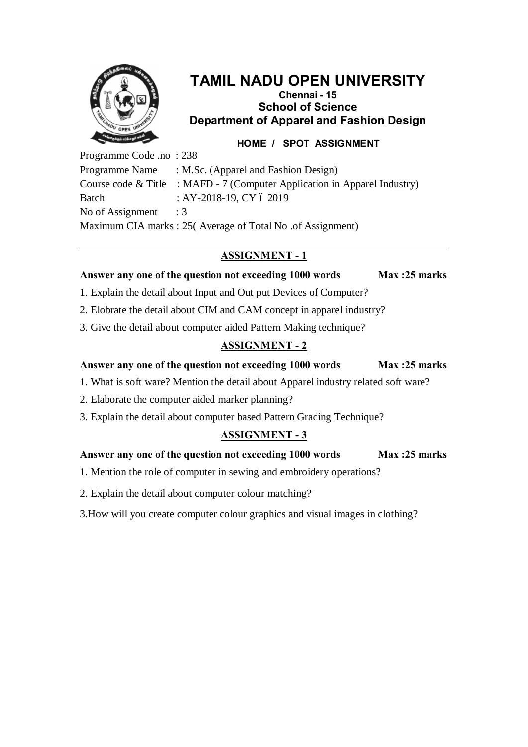# TAMIL NADU OPEN UNIVERSITY

**Chennai - 15**

**School of Science**

**Department of Apparel and Fashion Design**

**HOME / SPOT ASSIGNMENT**

Programme Code .no : 238

Programme Name : M.Sc. (Apparel and Fashion Design)

Course code & Title : MAFD - 7 (Computer Application in Apparel Industry)

Batch : AY-2018-19, CY – 2019

No of Assignment : 3

Maximum CIA marks : 25( Average of Total No .of Assignment)

---

## ASSIGNMENT - 1

**Answer any one of the question not exceeding 1000 words Max :25 marks**

1. Explain the detail about Input and Out put Devices of Computer?
2. Elobrate the detail about CIM and CAM concept in apparel industry?
3. Give the detail about computer aided Pattern Making technique?

## ASSIGNMENT - 2

**Answer any one of the question not exceeding 1000 words Max :25 marks**

1. What is soft ware? Mention the detail about Apparel industry related soft ware?
2. Elaborate the computer aided marker planning?
3. Explain the detail about computer based Pattern Grading Technique?

## ASSIGNMENT - 3

**Answer any one of the question not exceeding 1000 words Max :25 marks**

1. Mention the role of computer in sewing and embroidery operations?
2. Explain the detail about computer colour matching?
3. How will you create computer colour graphics and visual images in clothing?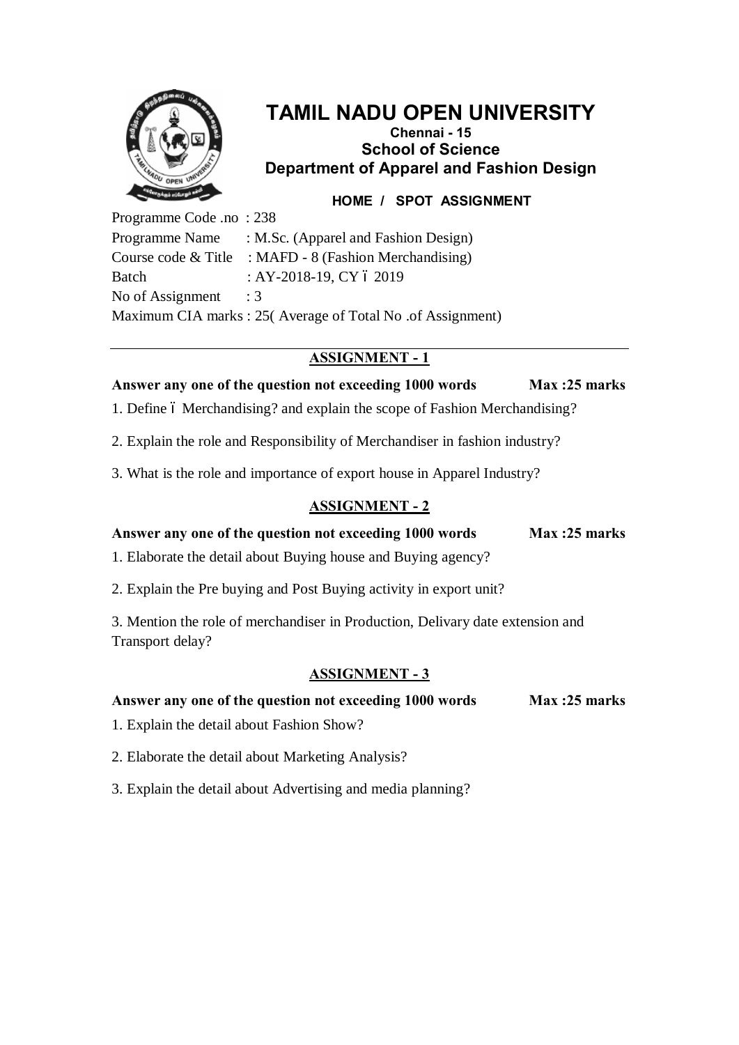# TAMIL NADU OPEN UNIVERSITY

**Chennai - 15**

**School of Science**

**Department of Apparel and Fashion Design**

**HOME / SPOT ASSIGNMENT**

Programme Code .no : 238
Programme Name : M.Sc. (Apparel and Fashion Design)
Course code & Title : MAFD - 8 (Fashion Merchandising)
Batch : AY-2018-19, CY ó 2019
No of Assignment : 3
Maximum CIA marks : 25( Average of Total No .of Assignment)

---

## ASSIGNMENT - 1

**Answer any one of the question not exceeding 1000 words Max :25 marks**

1. Define ó Merchandising? and explain the scope of Fashion Merchandising?

2. Explain the role and Responsibility of Merchandiser in fashion industry?

3. What is the role and importance of export house in Apparel Industry?

## ASSIGNMENT - 2

**Answer any one of the question not exceeding 1000 words Max :25 marks**

1. Elaborate the detail about Buying house and Buying agency?

2. Explain the Pre buying and Post Buying activity in export unit?

3. Mention the role of merchandiser in Production, Delivary date extension and Transport delay?

## ASSIGNMENT - 3

**Answer any one of the question not exceeding 1000 words Max :25 marks**

1. Explain the detail about Fashion Show?

2. Elaborate the detail about Marketing Analysis?

3. Explain the detail about Advertising and media planning?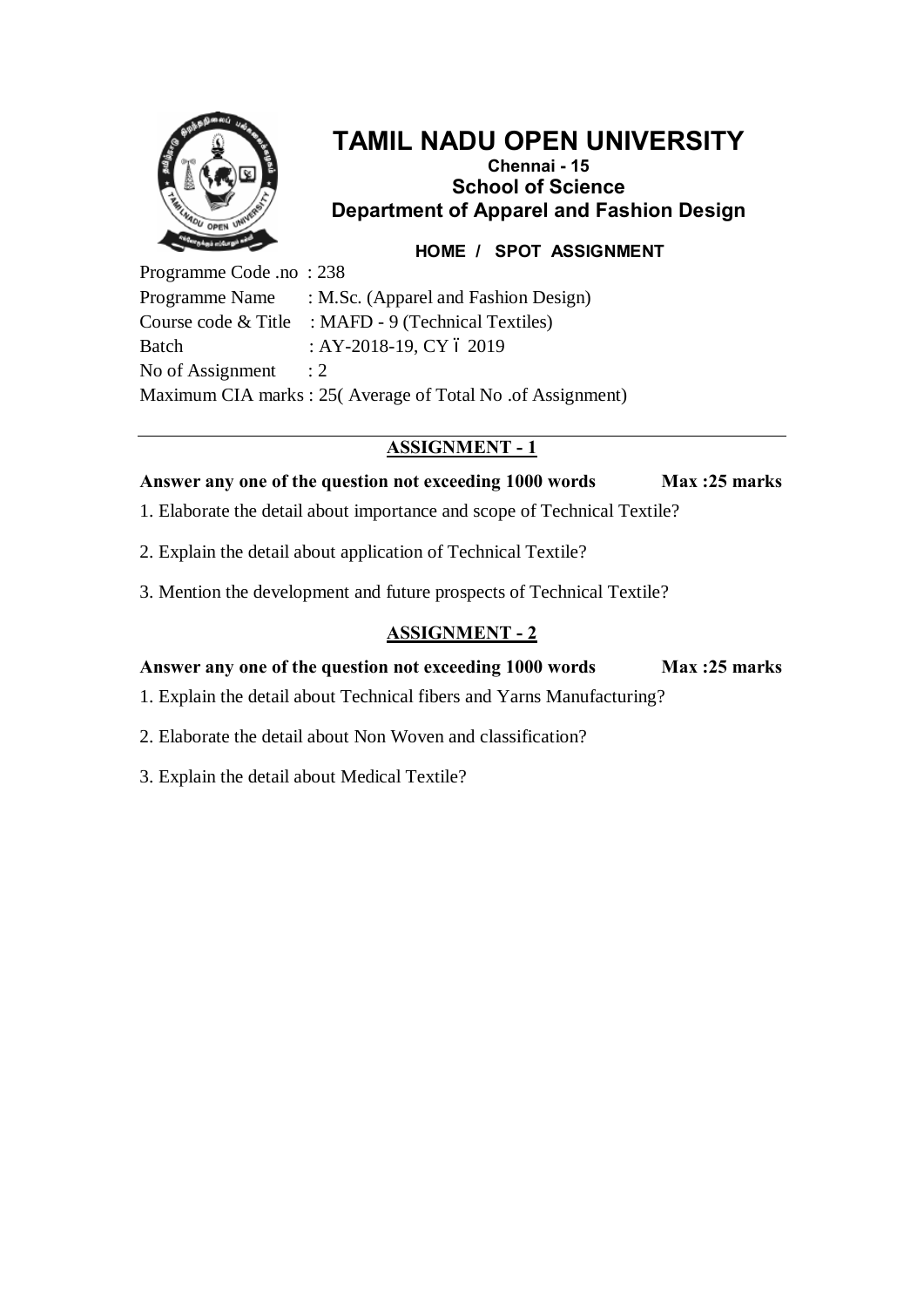# TAMIL NADU OPEN UNIVERSITY

**Chennai - 15**

**School of Science**

**Department of Apparel and Fashion Design**

**HOME / SPOT ASSIGNMENT**

Programme Code .no : 238
Programme Name : M.Sc. (Apparel and Fashion Design)
Course code & Title : MAFD - 9 (Technical Textiles)
Batch : AY-2018-19, CY – 2019
No of Assignment : 2
Maximum CIA marks : 25( Average of Total No .of Assignment)

---

## ASSIGNMENT - 1

**Answer any one of the question not exceeding 1000 words Max :25 marks**

1. Elaborate the detail about importance and scope of Technical Textile?
2. Explain the detail about application of Technical Textile?
3. Mention the development and future prospects of Technical Textile?

## ASSIGNMENT - 2

**Answer any one of the question not exceeding 1000 words Max :25 marks**

1. Explain the detail about Technical fibers and Yarns Manufacturing?
2. Elaborate the detail about Non Woven and classification?
3. Explain the detail about Medical Textile?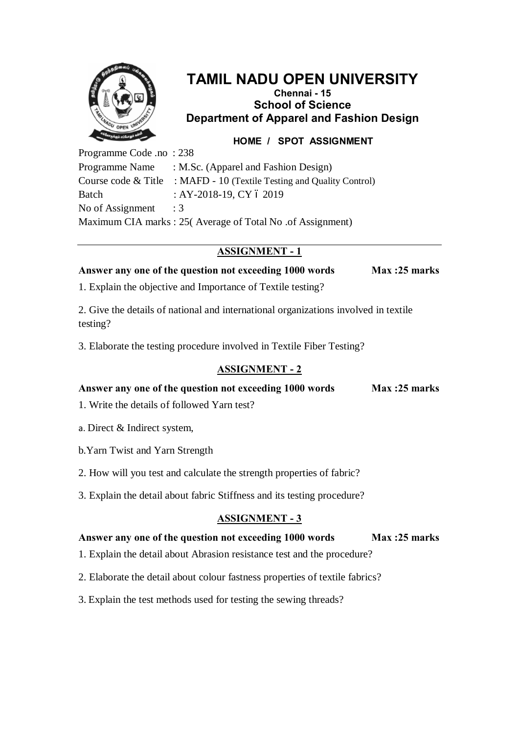# TAMIL NADU OPEN UNIVERSITY

**Chennai - 15**

**School of Science**

**Department of Apparel and Fashion Design**

**HOME / SPOT ASSIGNMENT**

Programme Code .no : 238
Programme Name : M.Sc. (Apparel and Fashion Design)
Course code & Title : MAFD - 10 (Textile Testing and Quality Control)
Batch : AY-2018-19, CY ï 2019
No of Assignment : 3
Maximum CIA marks : 25( Average of Total No .of Assignment)

---

## ASSIGNMENT - 1

**Answer any one of the question not exceeding 1000 words Max :25 marks**

1. Explain the objective and Importance of Textile testing?

2. Give the details of national and international organizations involved in textile testing?

3. Elaborate the testing procedure involved in Textile Fiber Testing?

## ASSIGNMENT - 2

**Answer any one of the question not exceeding 1000 words Max :25 marks**

1. Write the details of followed Yarn test?

a. Direct & Indirect system,

b.Yarn Twist and Yarn Strength

2. How will you test and calculate the strength properties of fabric?

3. Explain the detail about fabric Stiffness and its testing procedure?

## ASSIGNMENT - 3

**Answer any one of the question not exceeding 1000 words Max :25 marks**

1. Explain the detail about Abrasion resistance test and the procedure?

2. Elaborate the detail about colour fastness properties of textile fabrics?

3. Explain the test methods used for testing the sewing threads?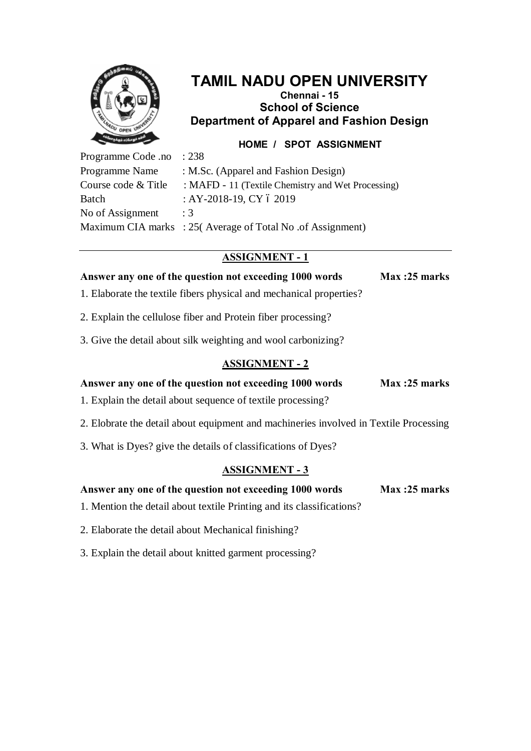# TAMIL NADU OPEN UNIVERSITY

**Chennai - 15**

## School of Science

## Department of Apparel and Fashion Design

### HOME / SPOT ASSIGNMENT

| | |
|---|---|
| Programme Code .no | : 238 |
| Programme Name | : M.Sc. (Apparel and Fashion Design) |
| Course code & Title | : MAFD - 11 (Textile Chemistry and Wet Processing) |
| Batch | : AY-2018-19, CY ó 2019 |
| No of Assignment | : 3 |
| Maximum CIA marks | : 25( Average of Total No .of Assignment) |

---

## ASSIGNMENT - 1

**Answer any one of the question not exceeding 1000 words Max :25 marks**

1. Elaborate the textile fibers physical and mechanical properties?
2. Explain the cellulose fiber and Protein fiber processing?
3. Give the detail about silk weighting and wool carbonizing?

## ASSIGNMENT - 2

**Answer any one of the question not exceeding 1000 words Max :25 marks**

1. Explain the detail about sequence of textile processing?
2. Elobrate the detail about equipment and machineries involved in Textile Processing
3. What is Dyes? give the details of classifications of Dyes?

## ASSIGNMENT - 3

**Answer any one of the question not exceeding 1000 words Max :25 marks**

1. Mention the detail about textile Printing and its classifications?
2. Elaborate the detail about Mechanical finishing?
3. Explain the detail about knitted garment processing?